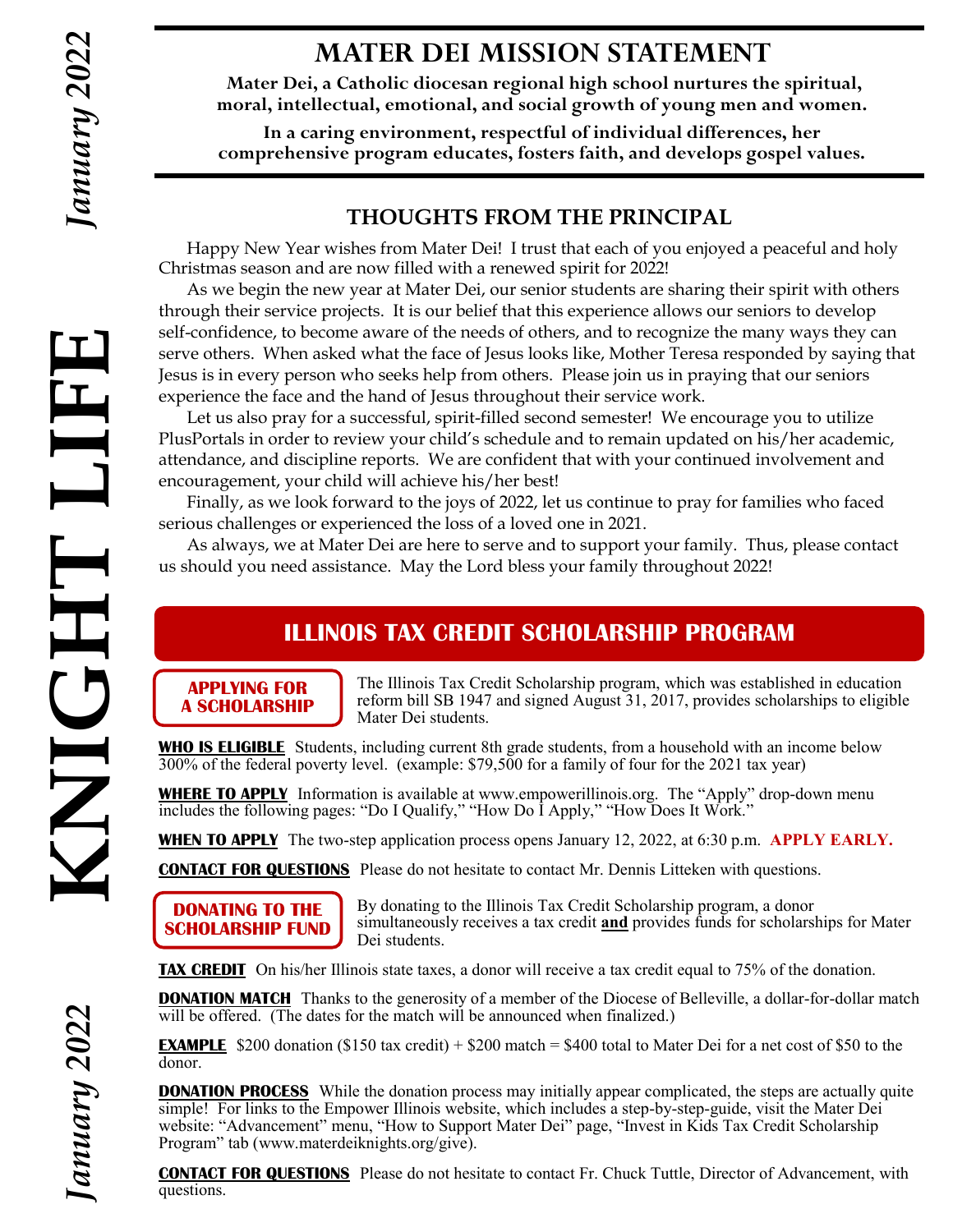# MATER DEI MISSION STATEMENT

**Mater Dei, a Catholic diocesan regional high school nurtures the spiritual, moral, intellectual, emotional, and social growth of young men and women.**

**In a caring environment, respectful of individual differences, her comprehensive program educates, fosters faith, and develops gospel values.**

## THOUGHTS FROM THE PRINCIPAL

Happy New Year wishes from Mater Dei! I trust that each of you enjoyed a peaceful and holy Christmas season and are now filled with a renewed spirit for 2022!

As we begin the new year at Mater Dei, our senior students are sharing their spirit with others through their service projects. It is our belief that this experience allows our seniors to develop self-confidence, to become aware of the needs of others, and to recognize the many ways they can serve others. When asked what the face of Jesus looks like, Mother Teresa responded by saying that Jesus is in every person who seeks help from others. Please join us in praying that our seniors experience the face and the hand of Jesus throughout their service work.

Let us also pray for a successful, spirit-filled second semester! We encourage you to utilize PlusPortals in order to review your child's schedule and to remain updated on his/her academic, attendance, and discipline reports. We are confident that with your continued involvement and encouragement, your child will achieve his/her best!

Finally, as we look forward to the joys of 2022, let us continue to pray for families who faced serious challenges or experienced the loss of a loved one in 2021.

As always, we at Mater Dei are here to serve and to support your family. Thus, please contact us should you need assistance. May the Lord bless your family throughout 2022!

## ILLINOIS TAX CREDIT SCHOLARSHIP PROGRAM

### APPLYING FOR A SCHOLARSHIP

The Illinois Tax Credit Scholarship program, which was established in education reform bill SB 1947 and signed August 31, 2017, provides scholarships to eligible Mater Dei students.

**WHO IS ELIGIBLE** Students, including current 8th grade students, from a household with an income below 300% of the federal poverty level. (example: $79,500 for a family of four for the 2021 tax year)

**WHERE TO APPLY** Information is available at www.empowerillinois.org. The "Apply" drop-down menu includes the following pages: "Do I Qualify," "How Do I Apply," "How Does It Work."

**WHEN TO APPLY** The two-step application process opens January 12, 2022, at 6:30 p.m. **APPLY EARLY.**

**CONTACT FOR QUESTIONS** Please do not hesitate to contact Mr. Dennis Litteken with questions.

### DONATING TO THE SCHOLARSHIP FUND

By donating to the Illinois Tax Credit Scholarship program, a donor simultaneously receives a tax credit **and** provides funds for scholarships for Mater Dei students.

**TAX CREDIT** On his/her Illinois state taxes, a donor will receive a tax credit equal to 75% of the donation.

**DONATION MATCH** Thanks to the generosity of a member of the Diocese of Belleville, a dollar-for-dollar match will be offered. (The dates for the match will be announced when finalized.)

**EXAMPLE** $200 donation ($150 tax credit) + $200 match = $400 total to Mater Dei for a net cost of $50 to the donor.

**DONATION PROCESS** While the donation process may initially appear complicated, the steps are actually quite simple! For links to the Empower Illinois website, which includes a step-by-step-guide, visit the Mater Dei website: "Advancement" menu, "How to Support Mater Dei" page, "Invest in Kids Tax Credit Scholarship Program" tab (www.materdeiknights.org/give).

**CONTACT FOR QUESTIONS** Please do not hesitate to contact Fr. Chuck Tuttle, Director of Advancement, with questions.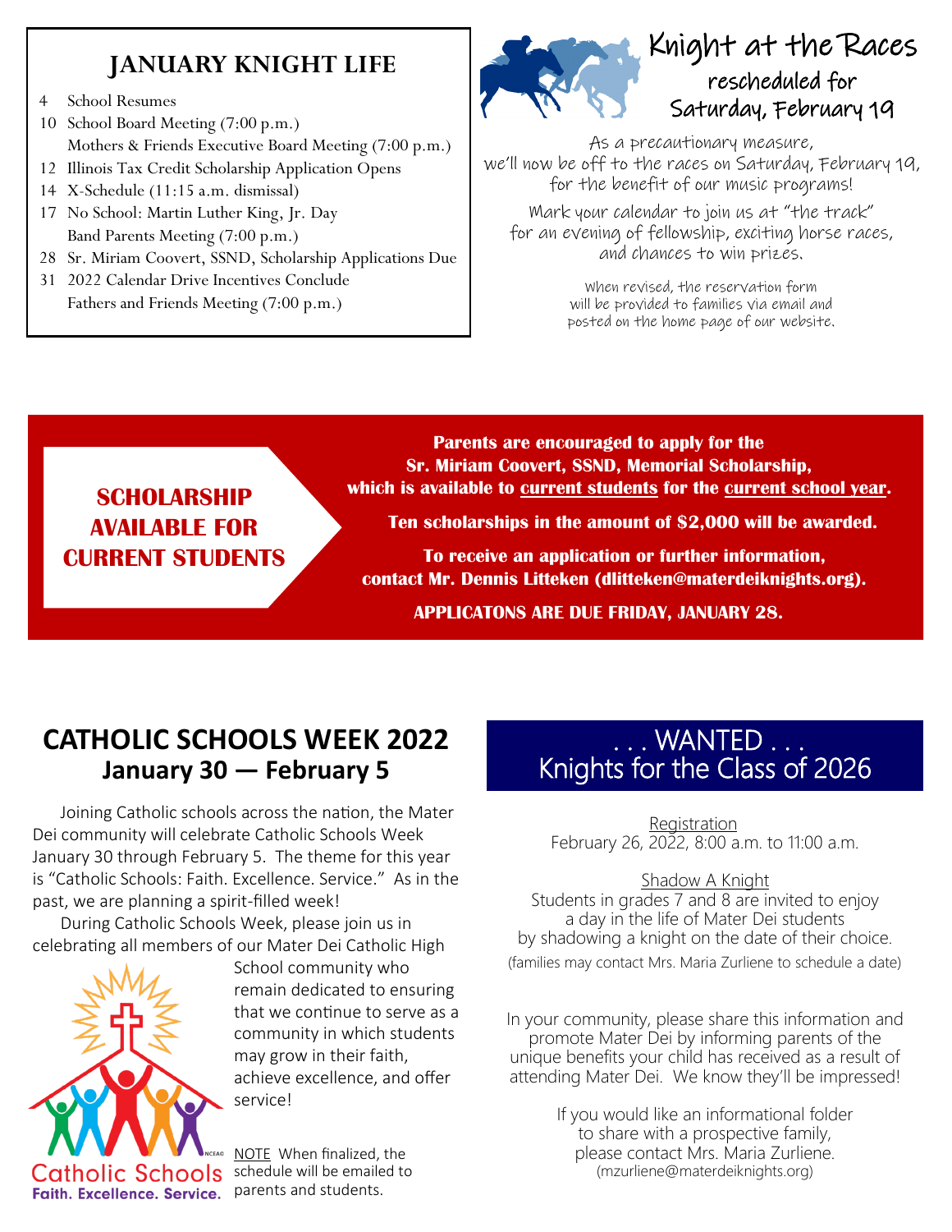## JANUARY KNIGHT LIFE

- 4 School Resumes
- 10 School Board Meeting (7:00 p.m.)
  Mothers & Friends Executive Board Meeting (7:00 p.m.)
- 12 Illinois Tax Credit Scholarship Application Opens
- 14 X-Schedule (11:15 a.m. dismissal)
- 17 No School: Martin Luther King, Jr. Day
  Band Parents Meeting (7:00 p.m.)
- 28 Sr. Miriam Coovert, SSND, Scholarship Applications Due
- 31 2022 Calendar Drive Incentives Conclude
  Fathers and Friends Meeting (7:00 p.m.)

## Knight at the Races

### rescheduled for Saturday, February 19

As a precautionary measure, we'll now be off to the races on Saturday, February 19, for the benefit of our music programs!

Mark your calendar to join us at "the track" for an evening of fellowship, exciting horse races, and chances to win prizes.

When revised, the reservation form will be provided to families via email and posted on the home page of our website.

## SCHOLARSHIP AVAILABLE FOR CURRENT STUDENTS

**Parents are encouraged to apply for the Sr. Miriam Coovert, SSND, Memorial Scholarship, which is available to current students for the current school year.**

**Ten scholarships in the amount of $2,000 will be awarded.**

**To receive an application or further information, contact Mr. Dennis Litteken (dlitteken@materdeiknights.org).**

**APPLICATONS ARE DUE FRIDAY, JANUARY 28.**

## CATHOLIC SCHOOLS WEEK 2022
### January 30 — February 5

Joining Catholic schools across the nation, the Mater Dei community will celebrate Catholic Schools Week January 30 through February 5. The theme for this year is "Catholic Schools: Faith. Excellence. Service." As in the past, we are planning a spirit-filled week!

During Catholic Schools Week, please join us in celebrating all members of our Mater Dei Catholic High School community who remain dedicated to ensuring that we continue to serve as a community in which students may grow in their faith, achieve excellence, and offer service!

Catholic Schools
Faith. Excellence. Service.

NOTE When finalized, the schedule will be emailed to parents and students.

## . . . WANTED . . . Knights for the Class of 2026

Registration
February 26, 2022, 8:00 a.m. to 11:00 a.m.

Shadow A Knight
Students in grades 7 and 8 are invited to enjoy a day in the life of Mater Dei students by shadowing a knight on the date of their choice.
(families may contact Mrs. Maria Zurliene to schedule a date)

In your community, please share this information and promote Mater Dei by informing parents of the unique benefits your child has received as a result of attending Mater Dei. We know they'll be impressed!

If you would like an informational folder to share with a prospective family, please contact Mrs. Maria Zurliene.
(mzurliene@materdeiknights.org)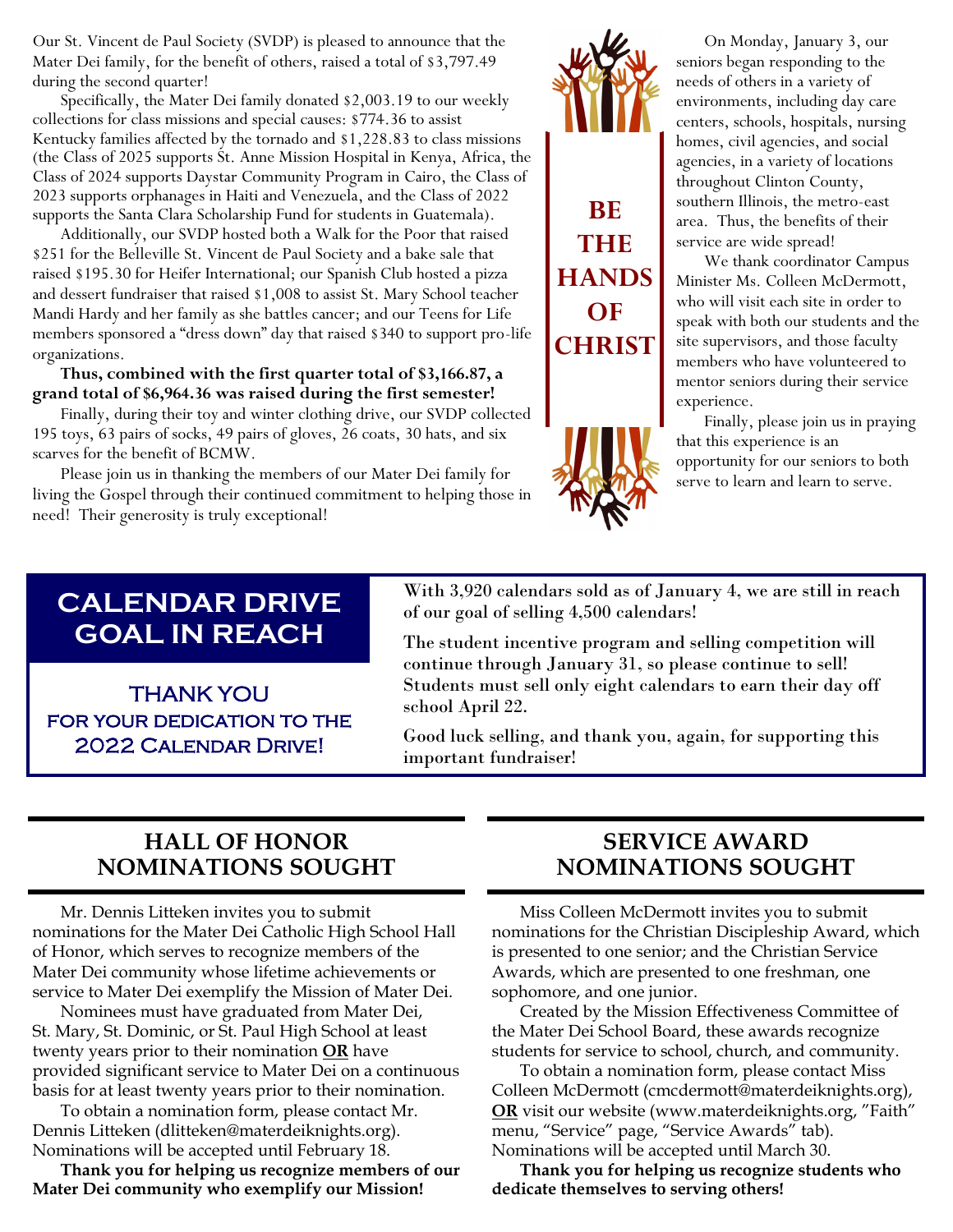Our St. Vincent de Paul Society (SVDP) is pleased to announce that the Mater Dei family, for the benefit of others, raised a total of $3,797.49 during the second quarter!

Specifically, the Mater Dei family donated $2,003.19 to our weekly collections for class missions and special causes: $774.36 to assist Kentucky families affected by the tornado and $1,228.83 to class missions (the Class of 2025 supports St. Anne Mission Hospital in Kenya, Africa, the Class of 2024 supports Daystar Community Program in Cairo, the Class of 2023 supports orphanages in Haiti and Venezuela, and the Class of 2022 supports the Santa Clara Scholarship Fund for students in Guatemala).

Additionally, our SVDP hosted both a Walk for the Poor that raised $251 for the Belleville St. Vincent de Paul Society and a bake sale that raised $195.30 for Heifer International; our Spanish Club hosted a pizza and dessert fundraiser that raised $1,008 to assist St. Mary School teacher Mandi Hardy and her family as she battles cancer; and our Teens for Life members sponsored a "dress down" day that raised $340 to support pro-life organizations.

**Thus, combined with the first quarter total of $3,166.87, a grand total of $6,964.36 was raised during the first semester!**

Finally, during their toy and winter clothing drive, our SVDP collected 195 toys, 63 pairs of socks, 49 pairs of gloves, 26 coats, 30 hats, and six scarves for the benefit of BCMW.

Please join us in thanking the members of our Mater Dei family for living the Gospel through their continued commitment to helping those in need! Their generosity is truly exceptional!

## BE THE HANDS OF CHRIST

On Monday, January 3, our seniors began responding to the needs of others in a variety of environments, including day care centers, schools, hospitals, nursing homes, civil agencies, and social agencies, in a variety of locations throughout Clinton County, southern Illinois, the metro-east area. Thus, the benefits of their service are wide spread!

We thank coordinator Campus Minister Ms. Colleen McDermott, who will visit each site in order to speak with both our students and the site supervisors, and those faculty members who have volunteered to mentor seniors during their service experience.

Finally, please join us in praying that this experience is an opportunity for our seniors to both serve to learn and learn to serve.

## CALENDAR DRIVE GOAL IN REACH

THANK YOU FOR YOUR DEDICATION TO THE 2022 CALENDAR DRIVE!

**With 3,920 calendars sold as of January 4, we are still in reach of our goal of selling 4,500 calendars!**

**The student incentive program and selling competition will continue through January 31, so please continue to sell! Students must sell only eight calendars to earn their day off school April 22.**

**Good luck selling, and thank you, again, for supporting this important fundraiser!**

## HALL OF HONOR NOMINATIONS SOUGHT

Mr. Dennis Litteken invites you to submit nominations for the Mater Dei Catholic High School Hall of Honor, which serves to recognize members of the Mater Dei community whose lifetime achievements or service to Mater Dei exemplify the Mission of Mater Dei.

Nominees must have graduated from Mater Dei, St. Mary, St. Dominic, or St. Paul High School at least twenty years prior to their nomination **OR** have provided significant service to Mater Dei on a continuous basis for at least twenty years prior to their nomination.

To obtain a nomination form, please contact Mr. Dennis Litteken (dlitteken@materdeiknights.org). Nominations will be accepted until February 18.

**Thank you for helping us recognize members of our Mater Dei community who exemplify our Mission!**

## SERVICE AWARD NOMINATIONS SOUGHT

Miss Colleen McDermott invites you to submit nominations for the Christian Discipleship Award, which is presented to one senior; and the Christian Service Awards, which are presented to one freshman, one sophomore, and one junior.

Created by the Mission Effectiveness Committee of the Mater Dei School Board, these awards recognize students for service to school, church, and community.

To obtain a nomination form, please contact Miss Colleen McDermott (cmcdermott@materdeiknights.org), **OR** visit our website (www.materdeiknights.org, "Faith" menu, "Service" page, "Service Awards" tab). Nominations will be accepted until March 30.

**Thank you for helping us recognize students who dedicate themselves to serving others!**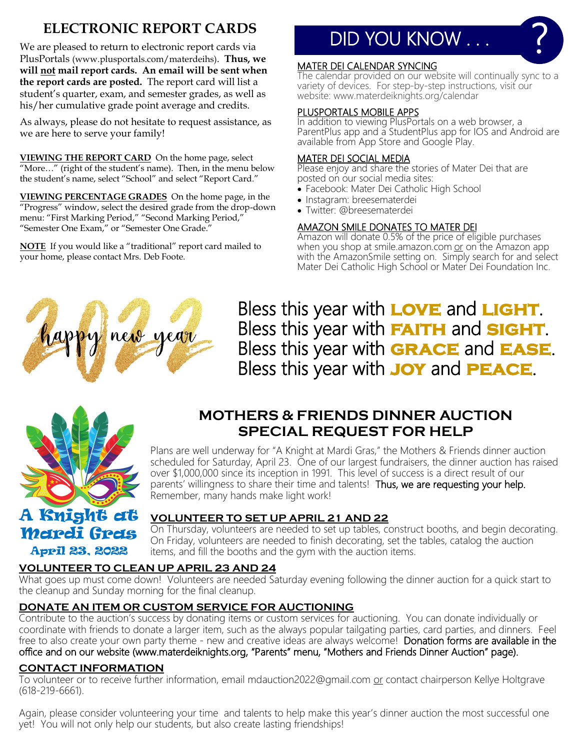## ELECTRONIC REPORT CARDS

We are pleased to return to electronic report cards via PlusPortals (www.plusportals.com/materdeihs). **Thus, we will not mail report cards. An email will be sent when the report cards are posted.** The report card will list a student's quarter, exam, and semester grades, as well as his/her cumulative grade point average and credits.

As always, please do not hesitate to request assistance, as we are here to serve your family!

**VIEWING THE REPORT CARD** On the home page, select "More…" (right of the student's name). Then, in the menu below the student's name, select "School" and select "Report Card."

**VIEWING PERCENTAGE GRADES** On the home page, in the "Progress" window, select the desired grade from the drop-down menu: "First Marking Period," "Second Marking Period," "Semester One Exam," or "Semester One Grade."

**NOTE** If you would like a "traditional" report card mailed to your home, please contact Mrs. Deb Foote.

## DID YOU KNOW . . . ?

**MATER DEI CALENDAR SYNCING**
The calendar provided on our website will continually sync to a variety of devices. For step-by-step instructions, visit our website: www.materdeiknights.org/calendar

**PLUSPORTALS MOBILE APPS**
In addition to viewing PlusPortals on a web browser, a ParentPlus app and a StudentPlus app for IOS and Android are available from App Store and Google Play.

**MATER DEI SOCIAL MEDIA**
Please enjoy and share the stories of Mater Dei that are posted on our social media sites:

- Facebook: Mater Dei Catholic High School
- Instagram: breesematerdei
- Twitter: @breesematerdei

**AMAZON SMILE DONATES TO MATER DEI**
Amazon will donate 0.5% of the price of eligible purchases when you shop at smile.amazon.com or on the Amazon app with the AmazonSmile setting on. Simply search for and select Mater Dei Catholic High School or Mater Dei Foundation Inc.

2022 happy new year

Bless this year with **LOVE** and **LIGHT**.
Bless this year with **FAITH** and **SIGHT**.
Bless this year with **GRACE** and **EASE**.
Bless this year with **JOY** and **PEACE**.

A Knight at Mardi Gras
April 23, 2022

## MOTHERS & FRIENDS DINNER AUCTION SPECIAL REQUEST FOR HELP

Plans are well underway for "A Knight at Mardi Gras," the Mothers & Friends dinner auction scheduled for Saturday, April 23. One of our largest fundraisers, the dinner auction has raised over $1,000,000 since its inception in 1991. This level of success is a direct result of our parents' willingness to share their time and talents! Thus, we are requesting your help. Remember, many hands make light work!

### VOLUNTEER TO SET UP APRIL 21 AND 22

On Thursday, volunteers are needed to set up tables, construct booths, and begin decorating. On Friday, volunteers are needed to finish decorating, set the tables, catalog the auction items, and fill the booths and the gym with the auction items.

### VOLUNTEER TO CLEAN UP APRIL 23 AND 24

What goes up must come down! Volunteers are needed Saturday evening following the dinner auction for a quick start to the cleanup and Sunday morning for the final cleanup.

### DONATE AN ITEM OR CUSTOM SERVICE FOR AUCTIONING

Contribute to the auction's success by donating items or custom services for auctioning. You can donate individually or coordinate with friends to donate a larger item, such as the always popular tailgating parties, card parties, and dinners. Feel free to also create your own party theme - new and creative ideas are always welcome! Donation forms are available in the office and on our website (www.materdeiknights.org, "Parents" menu, "Mothers and Friends Dinner Auction" page).

### CONTACT INFORMATION

To volunteer or to receive further information, email mdauction2022@gmail.com or contact chairperson Kellye Holtgrave (618-219-6661).

Again, please consider volunteering your time and talents to help make this year's dinner auction the most successful one yet! You will not only help our students, but also create lasting friendships!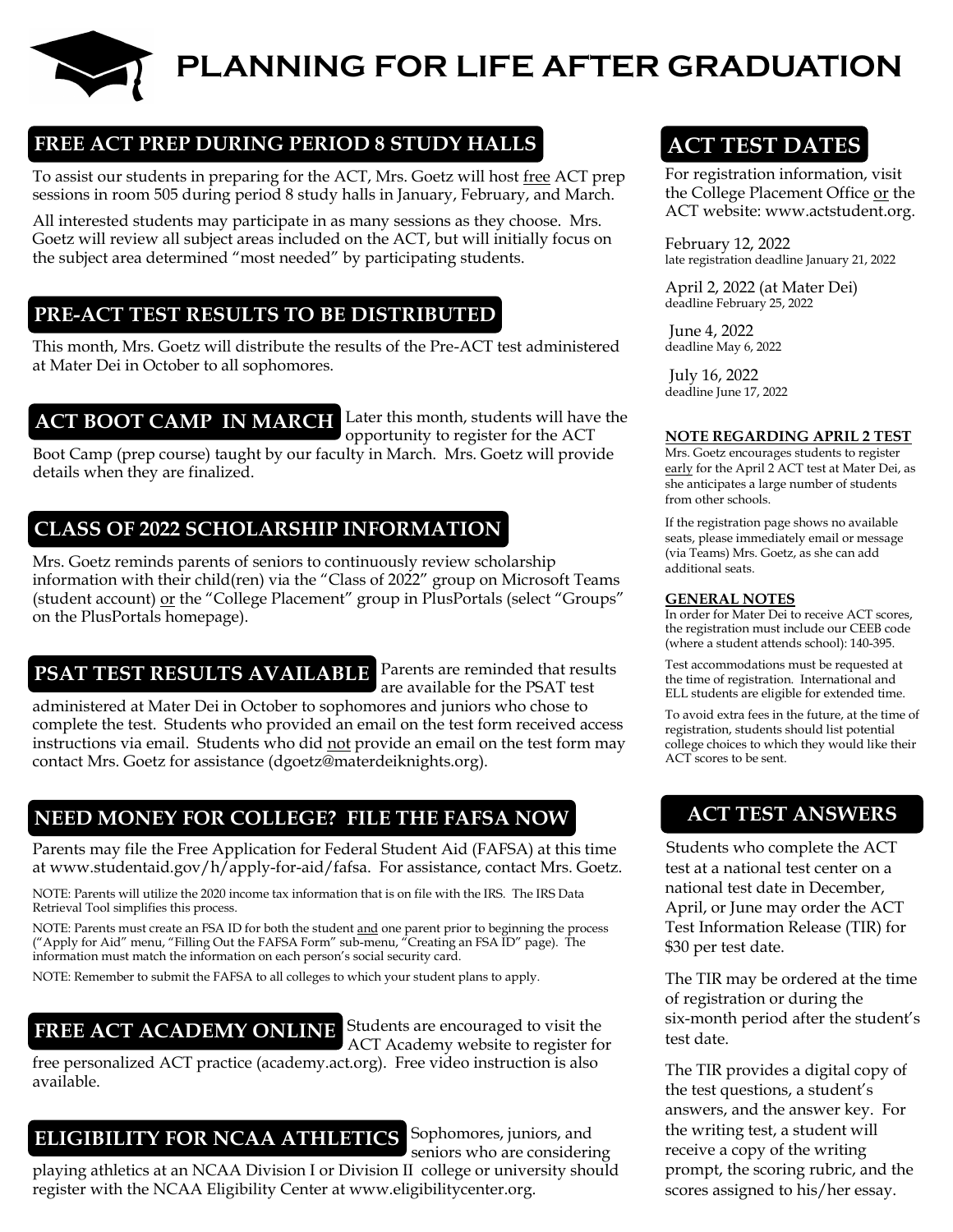# PLANNING FOR LIFE AFTER GRADUATION

## FREE ACT PREP DURING PERIOD 8 STUDY HALLS

To assist our students in preparing for the ACT, Mrs. Goetz will host free ACT prep sessions in room 505 during period 8 study halls in January, February, and March.

All interested students may participate in as many sessions as they choose. Mrs. Goetz will review all subject areas included on the ACT, but will initially focus on the subject area determined "most needed" by participating students.

## PRE-ACT TEST RESULTS TO BE DISTRIBUTED

This month, Mrs. Goetz will distribute the results of the Pre-ACT test administered at Mater Dei in October to all sophomores.

## ACT BOOT CAMP IN MARCH

Later this month, students will have the opportunity to register for the ACT Boot Camp (prep course) taught by our faculty in March. Mrs. Goetz will provide details when they are finalized.

## CLASS OF 2022 SCHOLARSHIP INFORMATION

Mrs. Goetz reminds parents of seniors to continuously review scholarship information with their child(ren) via the "Class of 2022" group on Microsoft Teams (student account) or the "College Placement" group in PlusPortals (select "Groups" on the PlusPortals homepage).

## PSAT TEST RESULTS AVAILABLE

Parents are reminded that results are available for the PSAT test administered at Mater Dei in October to sophomores and juniors who chose to complete the test. Students who provided an email on the test form received access instructions via email. Students who did not provide an email on the test form may contact Mrs. Goetz for assistance (dgoetz@materdeiknights.org).

## NEED MONEY FOR COLLEGE? FILE THE FAFSA NOW

Parents may file the Free Application for Federal Student Aid (FAFSA) at this time at www.studentaid.gov/h/apply-for-aid/fafsa. For assistance, contact Mrs. Goetz.

NOTE: Parents will utilize the 2020 income tax information that is on file with the IRS. The IRS Data Retrieval Tool simplifies this process.

NOTE: Parents must create an FSA ID for both the student and one parent prior to beginning the process ("Apply for Aid" menu, "Filling Out the FAFSA Form" sub-menu, "Creating an FSA ID" page). The information must match the information on each person's social security card.

NOTE: Remember to submit the FAFSA to all colleges to which your student plans to apply.

## FREE ACT ACADEMY ONLINE

Students are encouraged to visit the ACT Academy website to register for free personalized ACT practice (academy.act.org). Free video instruction is also available.

## ELIGIBILITY FOR NCAA ATHLETICS

Sophomores, juniors, and seniors who are considering playing athletics at an NCAA Division I or Division II college or university should register with the NCAA Eligibility Center at www.eligibilitycenter.org.

## ACT TEST DATES

For registration information, visit the College Placement Office or the ACT website: www.actstudent.org.

February 12, 2022
late registration deadline January 21, 2022

April 2, 2022 (at Mater Dei)
deadline February 25, 2022

June 4, 2022
deadline May 6, 2022

July 16, 2022
deadline June 17, 2022

**NOTE REGARDING APRIL 2 TEST**

Mrs. Goetz encourages students to register early for the April 2 ACT test at Mater Dei, as she anticipates a large number of students from other schools.

If the registration page shows no available seats, please immediately email or message (via Teams) Mrs. Goetz, as she can add additional seats.

**GENERAL NOTES**

In order for Mater Dei to receive ACT scores, the registration must include our CEEB code (where a student attends school): 140-395.

Test accommodations must be requested at the time of registration. International and ELL students are eligible for extended time.

To avoid extra fees in the future, at the time of registration, students should list potential college choices to which they would like their ACT scores to be sent.

## ACT TEST ANSWERS

Students who complete the ACT test at a national test center on a national test date in December, April, or June may order the ACT Test Information Release (TIR) for $30 per test date.

The TIR may be ordered at the time of registration or during the six-month period after the student's test date.

The TIR provides a digital copy of the test questions, a student's answers, and the answer key. For the writing test, a student will receive a copy of the writing prompt, the scoring rubric, and the scores assigned to his/her essay.